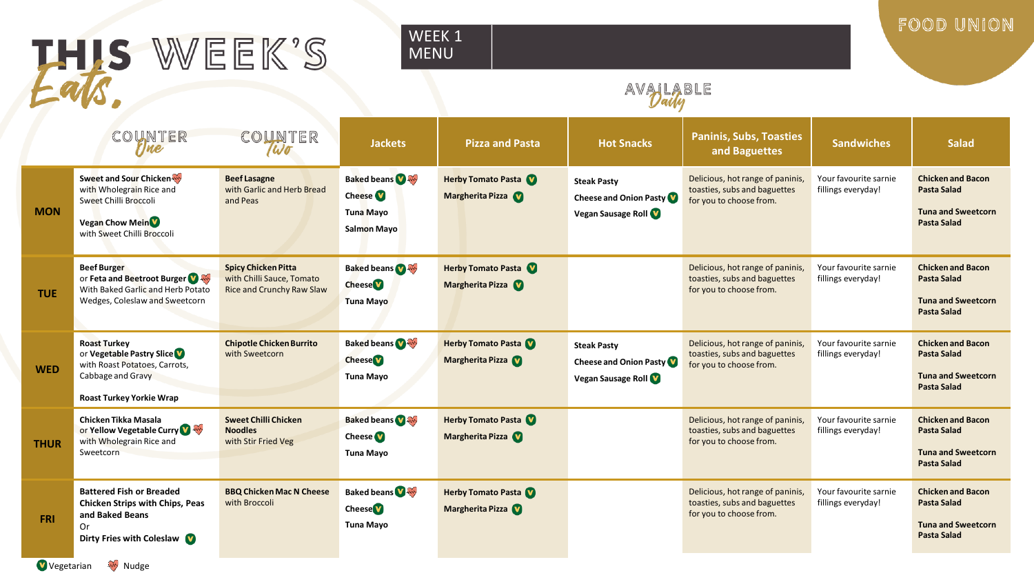# THIS WEEK'S Eats.

WEEK 1 MENU

FOOD UNION

AVAILABLE Daily

| | COUNTER One | COUNTER Two | Jackets | Pizza and Pasta | Hot Snacks | Paninis, Subs, Toasties and Baguettes | Sandwiches | Salad |
|---|---|---|---|---|---|---|---|---|
| **MON** | **Sweet and Sour Chicken** (Nudge) with Wholegrain Rice and Sweet Chilli Broccoli<br><br>**Vegan Chow Mein** (V) with Sweet Chilli Broccoli | **Beef Lasagne** with Garlic and Herb Bread and Peas | **Baked beans** (V) (Nudge)<br>**Cheese** (V)<br>**Tuna Mayo**<br>**Salmon Mayo** | **Herby Tomato Pasta** (V)<br>**Margherita Pizza** (V) | **Steak Pasty**<br>**Cheese and Onion Pasty** (V)<br>**Vegan Sausage Roll** (V) | Delicious, hot range of paninis, toasties, subs and baguettes for you to choose from. | Your favourite sarnie fillings everyday! | **Chicken and Bacon Pasta Salad**<br><br>**Tuna and Sweetcorn Pasta Salad** |
| **TUE** | **Beef Burger** or **Feta and Beetroot Burger** (V) (Nudge) With Baked Garlic and Herb Potato Wedges, Coleslaw and Sweetcorn | **Spicy Chicken Pitta** with Chilli Sauce, Tomato Rice and Crunchy Raw Slaw | **Baked beans** (V) (Nudge)<br>**Cheese** (V)<br>**Tuna Mayo** | **Herby Tomato Pasta** (V)<br>**Margherita Pizza** (V) | | Delicious, hot range of paninis, toasties, subs and baguettes for you to choose from. | Your favourite sarnie fillings everyday! | **Chicken and Bacon Pasta Salad**<br><br>**Tuna and Sweetcorn Pasta Salad** |
| **WED** | **Roast Turkey** or **Vegetable Pastry Slice** (V) with Roast Potatoes, Carrots, Cabbage and Gravy<br><br>**Roast Turkey Yorkie Wrap** | **Chipotle Chicken Burrito** with Sweetcorn | **Baked beans** (V) (Nudge)<br>**Cheese** (V)<br>**Tuna Mayo** | **Herby Tomato Pasta** (V)<br>**Margherita Pizza** (V) | **Steak Pasty**<br>**Cheese and Onion Pasty** (V)<br>**Vegan Sausage Roll** (V) | Delicious, hot range of paninis, toasties, subs and baguettes for you to choose from. | Your favourite sarnie fillings everyday! | **Chicken and Bacon Pasta Salad**<br><br>**Tuna and Sweetcorn Pasta Salad** |
| **THUR** | **Chicken Tikka Masala** or **Yellow Vegetable Curry** (V) (Nudge) with Wholegrain Rice and Sweetcorn | **Sweet Chilli Chicken Noodles** with Stir Fried Veg | **Baked beans** (V) (Nudge)<br>**Cheese** (V)<br>**Tuna Mayo** | **Herby Tomato Pasta** (V)<br>**Margherita Pizza** (V) | | Delicious, hot range of paninis, toasties, subs and baguettes for you to choose from. | Your favourite sarnie fillings everyday! | **Chicken and Bacon Pasta Salad**<br><br>**Tuna and Sweetcorn Pasta Salad** |
| **FRI** | **Battered Fish or Breaded Chicken Strips with Chips, Peas and Baked Beans**<br>Or<br>**Dirty Fries with Coleslaw** (V) | **BBQ Chicken Mac N Cheese** with Broccoli | **Baked beans** (V) (Nudge)<br>**Cheese** (V)<br>**Tuna Mayo** | **Herby Tomato Pasta** (V)<br>**Margherita Pizza** (V) | | Delicious, hot range of paninis, toasties, subs and baguettes for you to choose from. | Your favourite sarnie fillings everyday! | **Chicken and Bacon Pasta Salad**<br><br>**Tuna and Sweetcorn Pasta Salad** |

(V) Vegetarian (Nudge) Nudge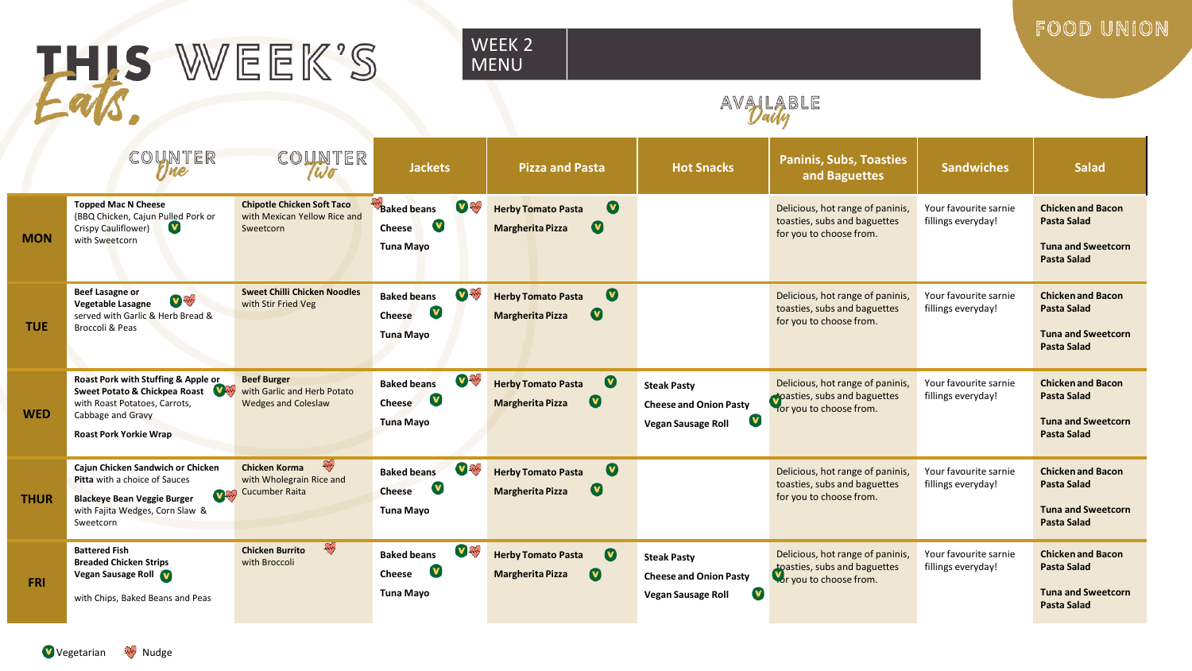# THIS WEEK'S Eats.

WEEK 2 MENU

FOOD UNION

AVAILABLE Daily

| | COUNTER One | COUNTER Two | Jackets | Pizza and Pasta | Hot Snacks | Paninis, Subs, Toasties and Baguettes | Sandwiches | Salad |
|---|---|---|---|---|---|---|---|---|
| **MON** | **Topped Mac N Cheese** (BBQ Chicken, Cajun Pulled Pork or Crispy Cauliflower) (V) with Sweetcorn | **Chipotle Chicken Soft Taco** with Mexican Yellow Rice and Sweetcorn | **Baked beans** (V) (Nudge)<br>**Cheese** (V)<br>**Tuna Mayo** | **Herby Tomato Pasta** (V)<br>**Margherita Pizza** (V) | | Delicious, hot range of paninis, toasties, subs and baguettes for you to choose from. | Your favourite sarnie fillings everyday! | **Chicken and Bacon Pasta Salad**<br>**Tuna and Sweetcorn Pasta Salad** |
| **TUE** | **Beef Lasagne or Vegetable Lasagne** (V) (Nudge) served with Garlic & Herb Bread & Broccoli & Peas | **Sweet Chilli Chicken Noodles** with Stir Fried Veg | **Baked beans** (V) (Nudge)<br>**Cheese** (V)<br>**Tuna Mayo** | **Herby Tomato Pasta** (V)<br>**Margherita Pizza** (V) | | Delicious, hot range of paninis, toasties, subs and baguettes for you to choose from. | Your favourite sarnie fillings everyday! | **Chicken and Bacon Pasta Salad**<br>**Tuna and Sweetcorn Pasta Salad** |
| **WED** | **Roast Pork with Stuffing & Apple or Sweet Potato & Chickpea Roast** (V) (Nudge) with Roast Potatoes, Carrots, Cabbage and Gravy<br>**Roast Pork Yorkie Wrap** | **Beef Burger** with Garlic and Herb Potato Wedges and Coleslaw | **Baked beans** (V) (Nudge)<br>**Cheese** (V)<br>**Tuna Mayo** | **Herby Tomato Pasta** (V)<br>**Margherita Pizza** (V) | **Steak Pasty**<br>**Cheese and Onion Pasty** (V)<br>**Vegan Sausage Roll** (V) | Delicious, hot range of paninis, toasties, subs and baguettes for you to choose from. | Your favourite sarnie fillings everyday! | **Chicken and Bacon Pasta Salad**<br>**Tuna and Sweetcorn Pasta Salad** |
| **THUR** | **Cajun Chicken Sandwich or Chicken Pitta** with a choice of Sauces<br>**Blackeye Bean Veggie Burger** (V) (Nudge) with Fajita Wedges, Corn Slaw & Sweetcorn | **Chicken Korma** (Nudge) with Wholegrain Rice and Cucumber Raita | **Baked beans** (V) (Nudge)<br>**Cheese** (V)<br>**Tuna Mayo** | **Herby Tomato Pasta** (V)<br>**Margherita Pizza** (V) | | Delicious, hot range of paninis, toasties, subs and baguettes for you to choose from. | Your favourite sarnie fillings everyday! | **Chicken and Bacon Pasta Salad**<br>**Tuna and Sweetcorn Pasta Salad** |
| **FRI** | **Battered Fish**<br>**Breaded Chicken Strips**<br>**Vegan Sausage Roll** (V)<br>with Chips, Baked Beans and Peas | **Chicken Burrito** (Nudge) with Broccoli | **Baked beans** (V) (Nudge)<br>**Cheese** (V)<br>**Tuna Mayo** | **Herby Tomato Pasta** (V)<br>**Margherita Pizza** (V) | **Steak Pasty**<br>**Cheese and Onion Pasty** (V)<br>**Vegan Sausage Roll** (V) | Delicious, hot range of paninis, toasties, subs and baguettes for you to choose from. | Your favourite sarnie fillings everyday! | **Chicken and Bacon Pasta Salad**<br>**Tuna and Sweetcorn Pasta Salad** |

(V) Vegetarian (Nudge) Nudge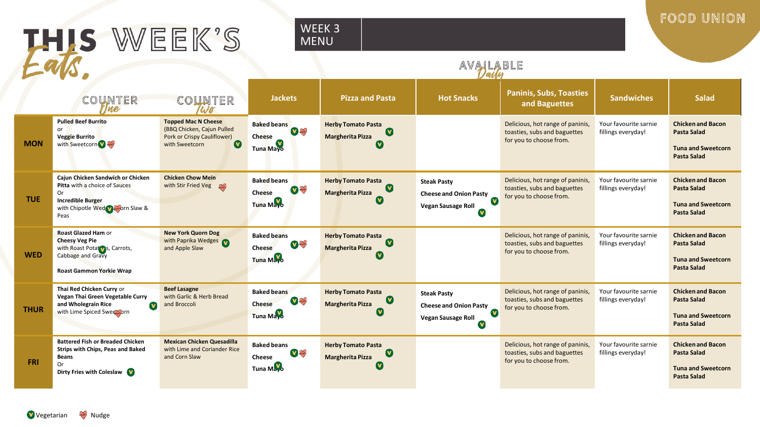# THIS WEEK'S Eats.

WEEK 3 MENU

FOOD UNION

AVAILABLE Daily

| | COUNTER One | COUNTER Two | Jackets | Pizza and Pasta | Hot Snacks | Paninis, Subs, Toasties and Baguettes | Sandwiches | Salad |
|---|---|---|---|---|---|---|---|---|
| **MON** | **Pulled Beef Burrito** or **Veggie Burrito** with Sweetcorn (V) (Nudge) | **Topped Mac N Cheese** (BBQ Chicken, Cajun Pulled Pork or Crispy Cauliflower) with Sweetcorn (V) | **Baked beans** (V) (Nudge)<br>**Cheese** (V)<br>**Tuna Mayo** | **Herby Tomato Pasta** (V)<br>**Margherita Pizza** (V) | | Delicious, hot range of paninis, toasties, subs and baguettes for you to choose from. | Your favourite sarnie fillings everyday! | **Chicken and Bacon Pasta Salad**<br>**Tuna and Sweetcorn Pasta Salad** |
| **TUE** | **Cajun Chicken Sandwich or Chicken Pitta** with a choice of Sauces Or **Incredible Burger** with Chipotle Wedges (V) (Nudge) Corn Slaw & Peas | **Chicken Chow Mein** with Stir Fried Veg (Nudge) | **Baked beans** (V) (Nudge)<br>**Cheese** (V)<br>**Tuna Mayo** | **Herby Tomato Pasta** (V)<br>**Margherita Pizza** (V) | **Steak Pasty**<br>**Cheese and Onion Pasty** (V)<br>**Vegan Sausage Roll** (V) | Delicious, hot range of paninis, toasties, subs and baguettes for you to choose from. | Your favourite sarnie fillings everyday! | **Chicken and Bacon Pasta Salad**<br>**Tuna and Sweetcorn Pasta Salad** |
| **WED** | **Roast Glazed Ham** or **Cheesy Veg Pie** with Roast Potatoes (V), Carrots, Cabbage and Gravy<br>**Roast Gammon Yorkie Wrap** | **New York Quorn Dog** with Paprika Wedges (V) and Apple Slaw | **Baked beans** (V) (Nudge)<br>**Cheese** (V)<br>**Tuna Mayo** | **Herby Tomato Pasta** (V)<br>**Margherita Pizza** (V) | | Delicious, hot range of paninis, toasties, subs and baguettes for you to choose from. | Your favourite sarnie fillings everyday! | **Chicken and Bacon Pasta Salad**<br>**Tuna and Sweetcorn Pasta Salad** |
| **THUR** | **Thai Red Chicken Curry** or **Vegan Thai Green Vegetable Curry and Wholegrain Rice** (V) with Lime Spiced Sweetcorn (Nudge) | **Beef Lasagne** with Garlic & Herb Bread and Broccoli | **Baked beans** (V) (Nudge)<br>**Cheese** (V)<br>**Tuna Mayo** | **Herby Tomato Pasta** (V)<br>**Margherita Pizza** (V) | **Steak Pasty**<br>**Cheese and Onion Pasty** (V)<br>**Vegan Sausage Roll** (V) | Delicious, hot range of paninis, toasties, subs and baguettes for you to choose from. | Your favourite sarnie fillings everyday! | **Chicken and Bacon Pasta Salad**<br>**Tuna and Sweetcorn Pasta Salad** |
| **FRI** | **Battered Fish or Breaded Chicken Strips with Chips, Peas and Baked Beans** Or **Dirty Fries with Coleslaw** (V) | **Mexican Chicken Quesadilla** with Lime and Coriander Rice and Corn Slaw | **Baked beans** (V) (Nudge)<br>**Cheese** (V)<br>**Tuna Mayo** | **Herby Tomato Pasta** (V)<br>**Margherita Pizza** (V) | | Delicious, hot range of paninis, toasties, subs and baguettes for you to choose from. | Your favourite sarnie fillings everyday! | **Chicken and Bacon Pasta Salad**<br>**Tuna and Sweetcorn Pasta Salad** |

(V) Vegetarian (Nudge) Nudge